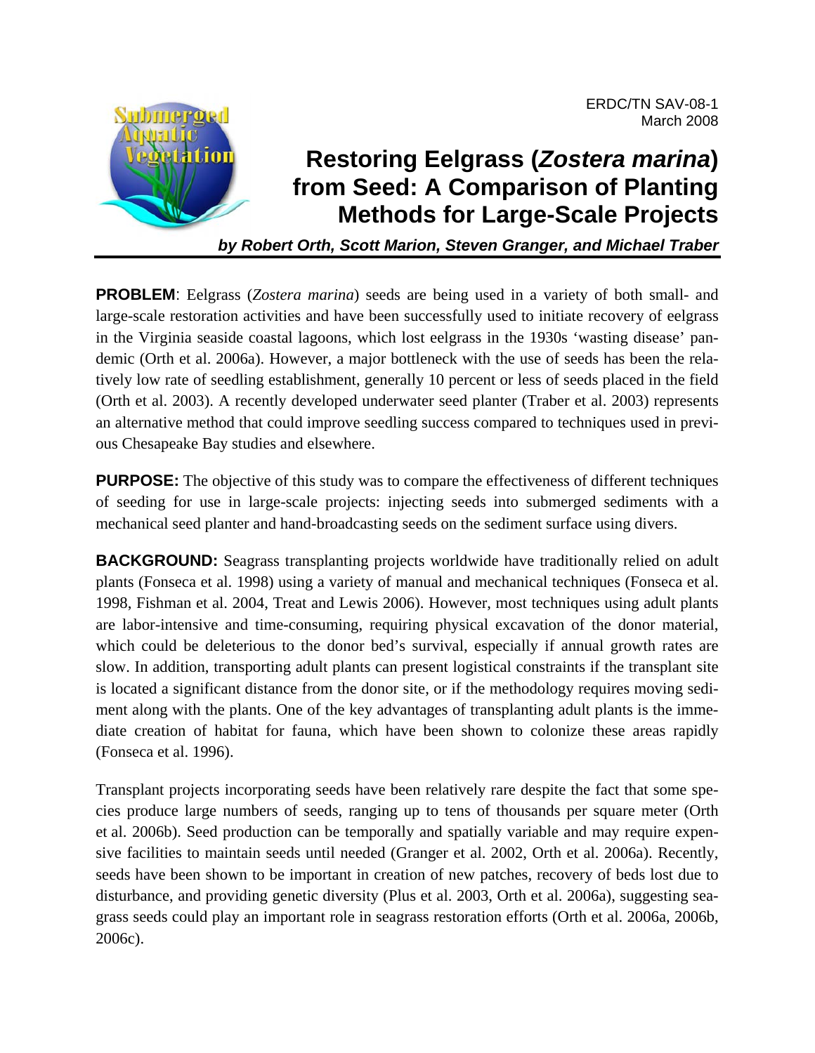ERDC/TN SAV-08-1
March 2008

# Restoring Eelgrass (*Zostera marina*) from Seed: A Comparison of Planting Methods for Large-Scale Projects

***by Robert Orth, Scott Marion, Steven Granger, and Michael Traber***

**PROBLEM**: Eelgrass (*Zostera marina*) seeds are being used in a variety of both small- and large-scale restoration activities and have been successfully used to initiate recovery of eelgrass in the Virginia seaside coastal lagoons, which lost eelgrass in the 1930s 'wasting disease' pandemic (Orth et al. 2006a). However, a major bottleneck with the use of seeds has been the relatively low rate of seedling establishment, generally 10 percent or less of seeds placed in the field (Orth et al. 2003). A recently developed underwater seed planter (Traber et al. 2003) represents an alternative method that could improve seedling success compared to techniques used in previous Chesapeake Bay studies and elsewhere.

**PURPOSE:** The objective of this study was to compare the effectiveness of different techniques of seeding for use in large-scale projects: injecting seeds into submerged sediments with a mechanical seed planter and hand-broadcasting seeds on the sediment surface using divers.

**BACKGROUND:** Seagrass transplanting projects worldwide have traditionally relied on adult plants (Fonseca et al. 1998) using a variety of manual and mechanical techniques (Fonseca et al. 1998, Fishman et al. 2004, Treat and Lewis 2006). However, most techniques using adult plants are labor-intensive and time-consuming, requiring physical excavation of the donor material, which could be deleterious to the donor bed's survival, especially if annual growth rates are slow. In addition, transporting adult plants can present logistical constraints if the transplant site is located a significant distance from the donor site, or if the methodology requires moving sediment along with the plants. One of the key advantages of transplanting adult plants is the immediate creation of habitat for fauna, which have been shown to colonize these areas rapidly (Fonseca et al. 1996).

Transplant projects incorporating seeds have been relatively rare despite the fact that some species produce large numbers of seeds, ranging up to tens of thousands per square meter (Orth et al. 2006b). Seed production can be temporally and spatially variable and may require expensive facilities to maintain seeds until needed (Granger et al. 2002, Orth et al. 2006a). Recently, seeds have been shown to be important in creation of new patches, recovery of beds lost due to disturbance, and providing genetic diversity (Plus et al. 2003, Orth et al. 2006a), suggesting seagrass seeds could play an important role in seagrass restoration efforts (Orth et al. 2006a, 2006b, 2006c).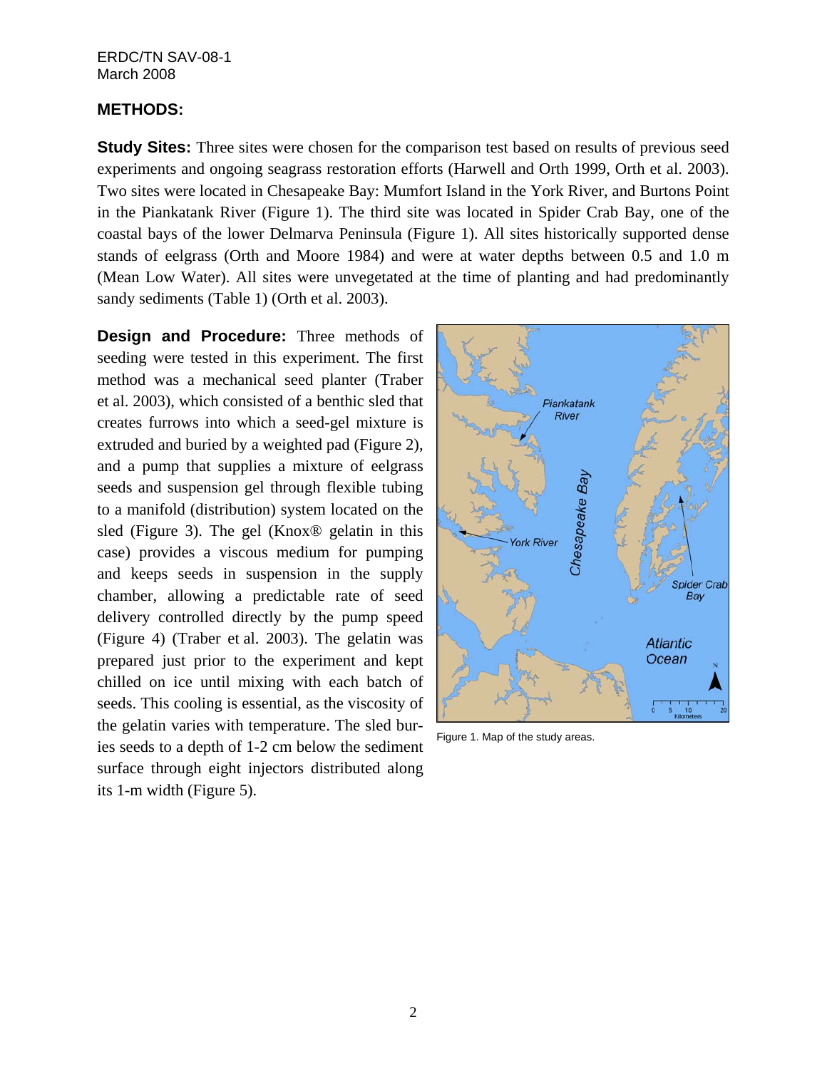## METHODS:

**Study Sites:** Three sites were chosen for the comparison test based on results of previous seed experiments and ongoing seagrass restoration efforts (Harwell and Orth 1999, Orth et al. 2003). Two sites were located in Chesapeake Bay: Mumfort Island in the York River, and Burtons Point in the Piankatank River (Figure 1). The third site was located in Spider Crab Bay, one of the coastal bays of the lower Delmarva Peninsula (Figure 1). All sites historically supported dense stands of eelgrass (Orth and Moore 1984) and were at water depths between 0.5 and 1.0 m (Mean Low Water). All sites were unvegetated at the time of planting and had predominantly sandy sediments (Table 1) (Orth et al. 2003).

**Design and Procedure:** Three methods of seeding were tested in this experiment. The first method was a mechanical seed planter (Traber et al. 2003), which consisted of a benthic sled that creates furrows into which a seed-gel mixture is extruded and buried by a weighted pad (Figure 2), and a pump that supplies a mixture of eelgrass seeds and suspension gel through flexible tubing to a manifold (distribution) system located on the sled (Figure 3). The gel (Knox® gelatin in this case) provides a viscous medium for pumping and keeps seeds in suspension in the supply chamber, allowing a predictable rate of seed delivery controlled directly by the pump speed (Figure 4) (Traber et al. 2003). The gelatin was prepared just prior to the experiment and kept chilled on ice until mixing with each batch of seeds. This cooling is essential, as the viscosity of the gelatin varies with temperature. The sled buries seeds to a depth of 1-2 cm below the sediment surface through eight injectors distributed along its 1-m width (Figure 5).

Figure 1. Map of the study areas.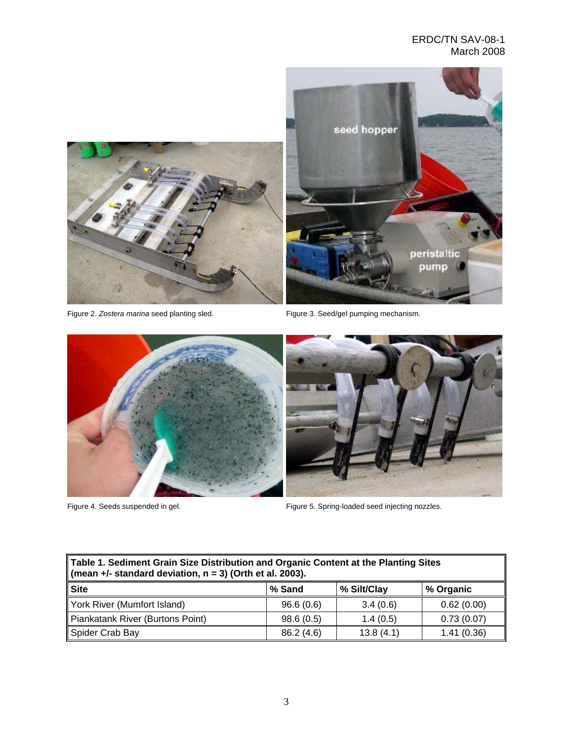Figure 2. *Zostera marina* seed planting sled.

Figure 3. Seed/gel pumping mechanism.

Figure 4. Seeds suspended in gel.

Figure 5. Spring-loaded seed injecting nozzles.

**Table 1. Sediment Grain Size Distribution and Organic Content at the Planting Sites (mean +/- standard deviation, n = 3) (Orth et al. 2003).**

| Site | % Sand | % Silt/Clay | % Organic |
|---|---|---|---|
| York River (Mumfort Island) | 96.6 (0.6) | 3.4 (0.6) | 0.62 (0.00) |
| Piankatank River (Burtons Point) | 98.6 (0.5) | 1.4 (0.5) | 0.73 (0.07) |
| Spider Crab Bay | 86.2 (4.6) | 13.8 (4.1) | 1.41 (0.36) |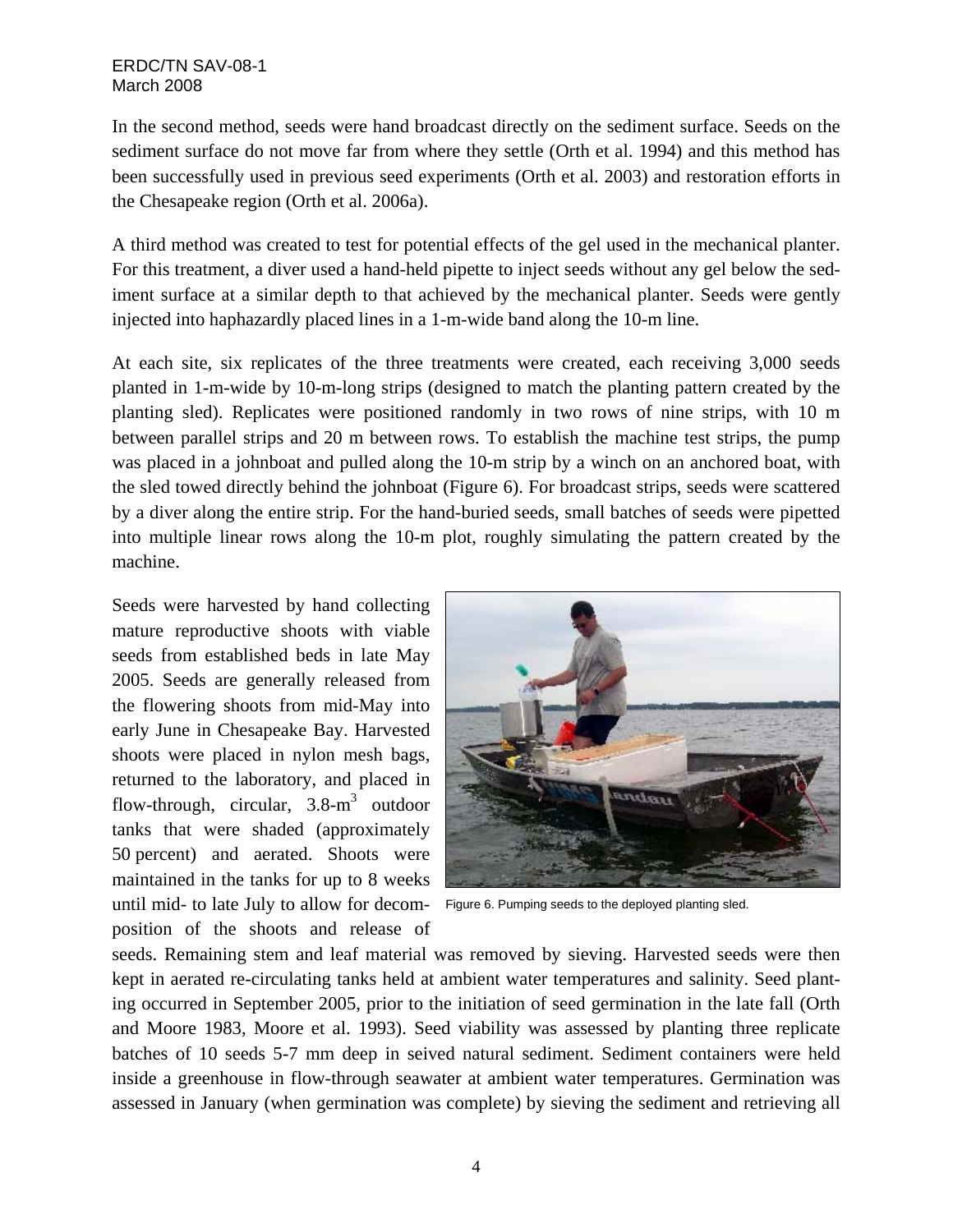In the second method, seeds were hand broadcast directly on the sediment surface. Seeds on the sediment surface do not move far from where they settle (Orth et al. 1994) and this method has been successfully used in previous seed experiments (Orth et al. 2003) and restoration efforts in the Chesapeake region (Orth et al. 2006a).

A third method was created to test for potential effects of the gel used in the mechanical planter. For this treatment, a diver used a hand-held pipette to inject seeds without any gel below the sediment surface at a similar depth to that achieved by the mechanical planter. Seeds were gently injected into haphazardly placed lines in a 1-m-wide band along the 10-m line.

At each site, six replicates of the three treatments were created, each receiving 3,000 seeds planted in 1-m-wide by 10-m-long strips (designed to match the planting pattern created by the planting sled). Replicates were positioned randomly in two rows of nine strips, with 10 m between parallel strips and 20 m between rows. To establish the machine test strips, the pump was placed in a johnboat and pulled along the 10-m strip by a winch on an anchored boat, with the sled towed directly behind the johnboat (Figure 6). For broadcast strips, seeds were scattered by a diver along the entire strip. For the hand-buried seeds, small batches of seeds were pipetted into multiple linear rows along the 10-m plot, roughly simulating the pattern created by the machine.

Figure 6. Pumping seeds to the deployed planting sled.

Seeds were harvested by hand collecting mature reproductive shoots with viable seeds from established beds in late May 2005. Seeds are generally released from the flowering shoots from mid-May into early June in Chesapeake Bay. Harvested shoots were placed in nylon mesh bags, returned to the laboratory, and placed in flow-through, circular, 3.8-m$^3$ outdoor tanks that were shaded (approximately 50 percent) and aerated. Shoots were maintained in the tanks for up to 8 weeks until mid- to late July to allow for decomposition of the shoots and release of seeds. Remaining stem and leaf material was removed by sieving. Harvested seeds were then kept in aerated re-circulating tanks held at ambient water temperatures and salinity. Seed planting occurred in September 2005, prior to the initiation of seed germination in the late fall (Orth and Moore 1983, Moore et al. 1993). Seed viability was assessed by planting three replicate batches of 10 seeds 5-7 mm deep in seived natural sediment. Sediment containers were held inside a greenhouse in flow-through seawater at ambient water temperatures. Germination was assessed in January (when germination was complete) by sieving the sediment and retrieving all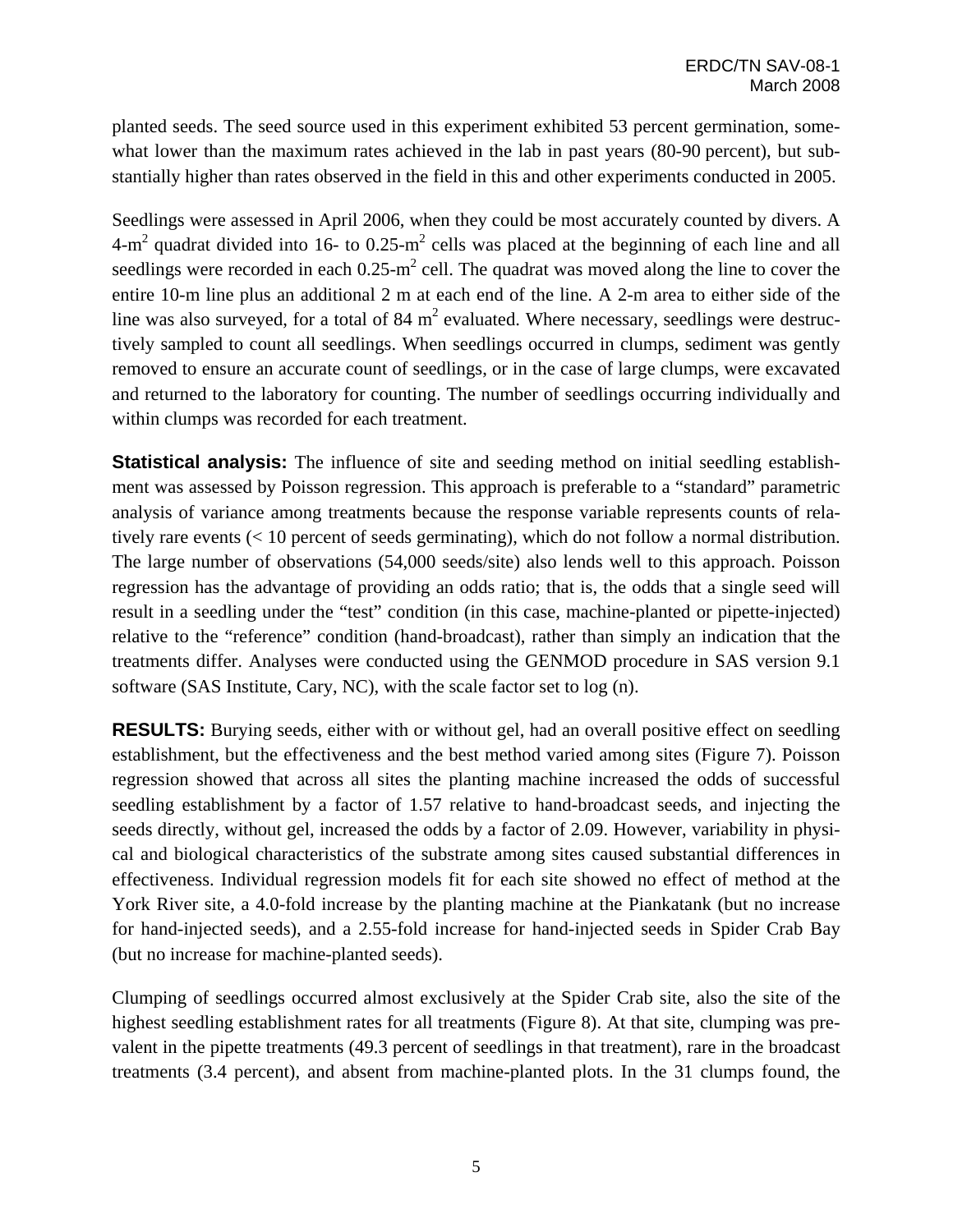planted seeds. The seed source used in this experiment exhibited 53 percent germination, somewhat lower than the maximum rates achieved in the lab in past years (80-90 percent), but substantially higher than rates observed in the field in this and other experiments conducted in 2005.

Seedlings were assessed in April 2006, when they could be most accurately counted by divers. A 4-$m^2$ quadrat divided into 16- to 0.25-$m^2$ cells was placed at the beginning of each line and all seedlings were recorded in each 0.25-$m^2$ cell. The quadrat was moved along the line to cover the entire 10-m line plus an additional 2 m at each end of the line. A 2-m area to either side of the line was also surveyed, for a total of 84 $m^2$ evaluated. Where necessary, seedlings were destructively sampled to count all seedlings. When seedlings occurred in clumps, sediment was gently removed to ensure an accurate count of seedlings, or in the case of large clumps, were excavated and returned to the laboratory for counting. The number of seedlings occurring individually and within clumps was recorded for each treatment.

**Statistical analysis:** The influence of site and seeding method on initial seedling establishment was assessed by Poisson regression. This approach is preferable to a "standard" parametric analysis of variance among treatments because the response variable represents counts of relatively rare events (< 10 percent of seeds germinating), which do not follow a normal distribution. The large number of observations (54,000 seeds/site) also lends well to this approach. Poisson regression has the advantage of providing an odds ratio; that is, the odds that a single seed will result in a seedling under the "test" condition (in this case, machine-planted or pipette-injected) relative to the "reference" condition (hand-broadcast), rather than simply an indication that the treatments differ. Analyses were conducted using the GENMOD procedure in SAS version 9.1 software (SAS Institute, Cary, NC), with the scale factor set to log (n).

**RESULTS:** Burying seeds, either with or without gel, had an overall positive effect on seedling establishment, but the effectiveness and the best method varied among sites (Figure 7). Poisson regression showed that across all sites the planting machine increased the odds of successful seedling establishment by a factor of 1.57 relative to hand-broadcast seeds, and injecting the seeds directly, without gel, increased the odds by a factor of 2.09. However, variability in physical and biological characteristics of the substrate among sites caused substantial differences in effectiveness. Individual regression models fit for each site showed no effect of method at the York River site, a 4.0-fold increase by the planting machine at the Piankatank (but no increase for hand-injected seeds), and a 2.55-fold increase for hand-injected seeds in Spider Crab Bay (but no increase for machine-planted seeds).

Clumping of seedlings occurred almost exclusively at the Spider Crab site, also the site of the highest seedling establishment rates for all treatments (Figure 8). At that site, clumping was prevalent in the pipette treatments (49.3 percent of seedlings in that treatment), rare in the broadcast treatments (3.4 percent), and absent from machine-planted plots. In the 31 clumps found, the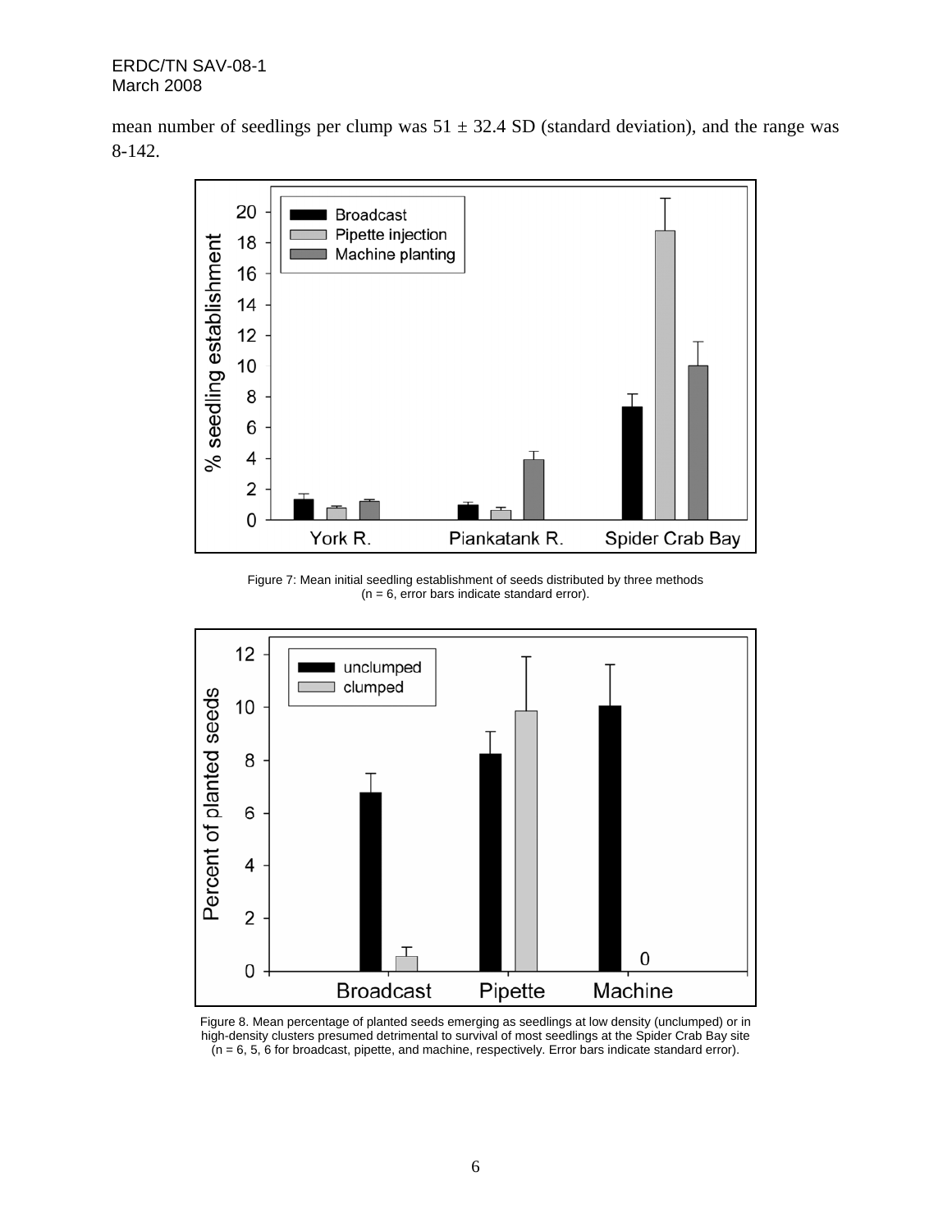mean number of seedlings per clump was 51 ± 32.4 SD (standard deviation), and the range was 8-142.

Figure 7: Mean initial seedling establishment of seeds distributed by three methods (n = 6, error bars indicate standard error).

Figure 8. Mean percentage of planted seeds emerging as seedlings at low density (unclumped) or in high-density clusters presumed detrimental to survival of most seedlings at the Spider Crab Bay site (n = 6, 5, 6 for broadcast, pipette, and machine, respectively. Error bars indicate standard error).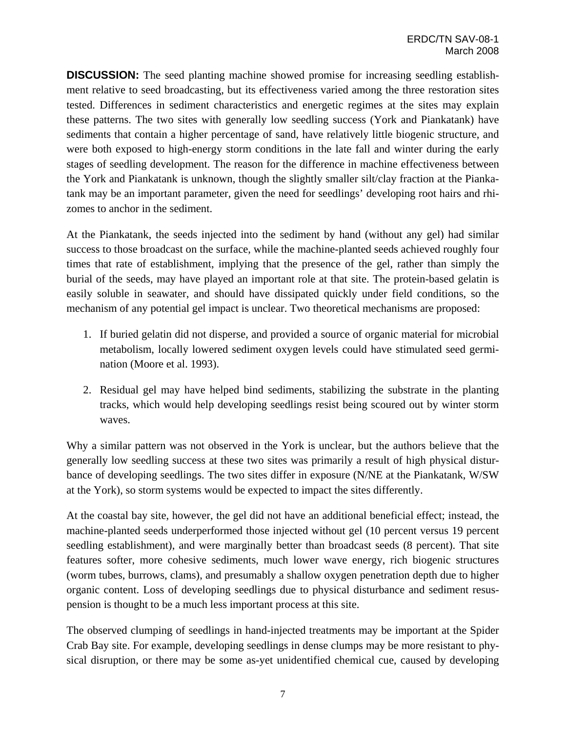**DISCUSSION:** The seed planting machine showed promise for increasing seedling establishment relative to seed broadcasting, but its effectiveness varied among the three restoration sites tested. Differences in sediment characteristics and energetic regimes at the sites may explain these patterns. The two sites with generally low seedling success (York and Piankatank) have sediments that contain a higher percentage of sand, have relatively little biogenic structure, and were both exposed to high-energy storm conditions in the late fall and winter during the early stages of seedling development. The reason for the difference in machine effectiveness between the York and Piankatank is unknown, though the slightly smaller silt/clay fraction at the Piankatank may be an important parameter, given the need for seedlings' developing root hairs and rhizomes to anchor in the sediment.

At the Piankatank, the seeds injected into the sediment by hand (without any gel) had similar success to those broadcast on the surface, while the machine-planted seeds achieved roughly four times that rate of establishment, implying that the presence of the gel, rather than simply the burial of the seeds, may have played an important role at that site. The protein-based gelatin is easily soluble in seawater, and should have dissipated quickly under field conditions, so the mechanism of any potential gel impact is unclear. Two theoretical mechanisms are proposed:

1. If buried gelatin did not disperse, and provided a source of organic material for microbial metabolism, locally lowered sediment oxygen levels could have stimulated seed germination (Moore et al. 1993).

2. Residual gel may have helped bind sediments, stabilizing the substrate in the planting tracks, which would help developing seedlings resist being scoured out by winter storm waves.

Why a similar pattern was not observed in the York is unclear, but the authors believe that the generally low seedling success at these two sites was primarily a result of high physical disturbance of developing seedlings. The two sites differ in exposure (N/NE at the Piankatank, W/SW at the York), so storm systems would be expected to impact the sites differently.

At the coastal bay site, however, the gel did not have an additional beneficial effect; instead, the machine-planted seeds underperformed those injected without gel (10 percent versus 19 percent seedling establishment), and were marginally better than broadcast seeds (8 percent). That site features softer, more cohesive sediments, much lower wave energy, rich biogenic structures (worm tubes, burrows, clams), and presumably a shallow oxygen penetration depth due to higher organic content. Loss of developing seedlings due to physical disturbance and sediment resuspension is thought to be a much less important process at this site.

The observed clumping of seedlings in hand-injected treatments may be important at the Spider Crab Bay site. For example, developing seedlings in dense clumps may be more resistant to physical disruption, or there may be some as-yet unidentified chemical cue, caused by developing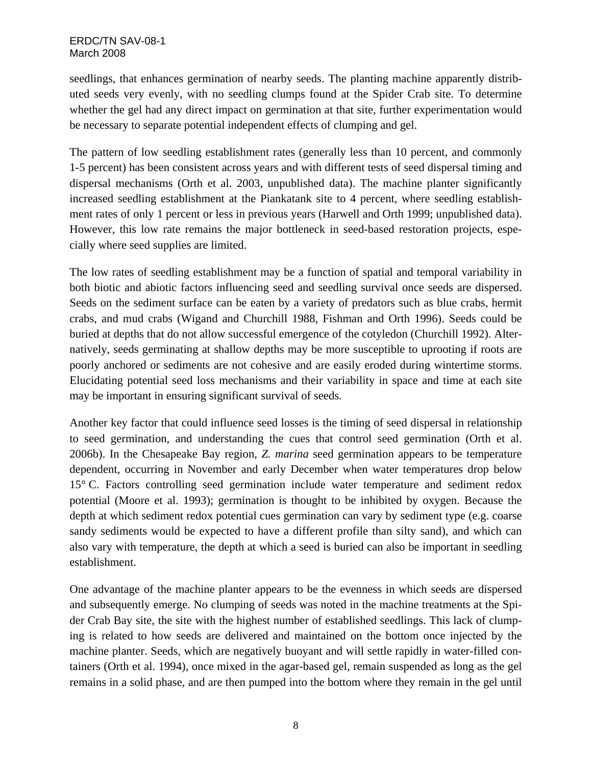seedlings, that enhances germination of nearby seeds. The planting machine apparently distributed seeds very evenly, with no seedling clumps found at the Spider Crab site. To determine whether the gel had any direct impact on germination at that site, further experimentation would be necessary to separate potential independent effects of clumping and gel.

The pattern of low seedling establishment rates (generally less than 10 percent, and commonly 1-5 percent) has been consistent across years and with different tests of seed dispersal timing and dispersal mechanisms (Orth et al. 2003, unpublished data). The machine planter significantly increased seedling establishment at the Piankatank site to 4 percent, where seedling establishment rates of only 1 percent or less in previous years (Harwell and Orth 1999; unpublished data). However, this low rate remains the major bottleneck in seed-based restoration projects, especially where seed supplies are limited.

The low rates of seedling establishment may be a function of spatial and temporal variability in both biotic and abiotic factors influencing seed and seedling survival once seeds are dispersed. Seeds on the sediment surface can be eaten by a variety of predators such as blue crabs, hermit crabs, and mud crabs (Wigand and Churchill 1988, Fishman and Orth 1996). Seeds could be buried at depths that do not allow successful emergence of the cotyledon (Churchill 1992). Alternatively, seeds germinating at shallow depths may be more susceptible to uprooting if roots are poorly anchored or sediments are not cohesive and are easily eroded during wintertime storms. Elucidating potential seed loss mechanisms and their variability in space and time at each site may be important in ensuring significant survival of seeds.

Another key factor that could influence seed losses is the timing of seed dispersal in relationship to seed germination, and understanding the cues that control seed germination (Orth et al. 2006b). In the Chesapeake Bay region, *Z. marina* seed germination appears to be temperature dependent, occurring in November and early December when water temperatures drop below 15° C. Factors controlling seed germination include water temperature and sediment redox potential (Moore et al. 1993); germination is thought to be inhibited by oxygen. Because the depth at which sediment redox potential cues germination can vary by sediment type (e.g. coarse sandy sediments would be expected to have a different profile than silty sand), and which can also vary with temperature, the depth at which a seed is buried can also be important in seedling establishment.

One advantage of the machine planter appears to be the evenness in which seeds are dispersed and subsequently emerge. No clumping of seeds was noted in the machine treatments at the Spider Crab Bay site, the site with the highest number of established seedlings. This lack of clumping is related to how seeds are delivered and maintained on the bottom once injected by the machine planter. Seeds, which are negatively buoyant and will settle rapidly in water-filled containers (Orth et al. 1994), once mixed in the agar-based gel, remain suspended as long as the gel remains in a solid phase, and are then pumped into the bottom where they remain in the gel until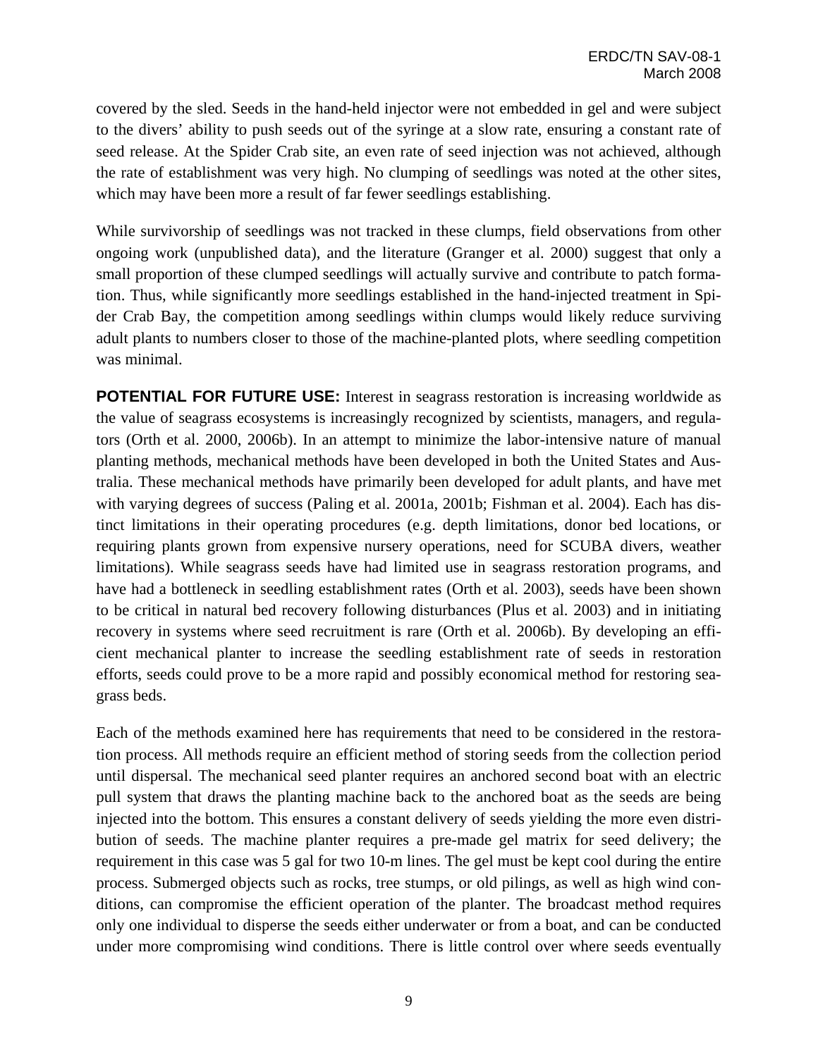covered by the sled. Seeds in the hand-held injector were not embedded in gel and were subject to the divers' ability to push seeds out of the syringe at a slow rate, ensuring a constant rate of seed release. At the Spider Crab site, an even rate of seed injection was not achieved, although the rate of establishment was very high. No clumping of seedlings was noted at the other sites, which may have been more a result of far fewer seedlings establishing.

While survivorship of seedlings was not tracked in these clumps, field observations from other ongoing work (unpublished data), and the literature (Granger et al. 2000) suggest that only a small proportion of these clumped seedlings will actually survive and contribute to patch formation. Thus, while significantly more seedlings established in the hand-injected treatment in Spider Crab Bay, the competition among seedlings within clumps would likely reduce surviving adult plants to numbers closer to those of the machine-planted plots, where seedling competition was minimal.

**POTENTIAL FOR FUTURE USE:** Interest in seagrass restoration is increasing worldwide as the value of seagrass ecosystems is increasingly recognized by scientists, managers, and regulators (Orth et al. 2000, 2006b). In an attempt to minimize the labor-intensive nature of manual planting methods, mechanical methods have been developed in both the United States and Australia. These mechanical methods have primarily been developed for adult plants, and have met with varying degrees of success (Paling et al. 2001a, 2001b; Fishman et al. 2004). Each has distinct limitations in their operating procedures (e.g. depth limitations, donor bed locations, or requiring plants grown from expensive nursery operations, need for SCUBA divers, weather limitations). While seagrass seeds have had limited use in seagrass restoration programs, and have had a bottleneck in seedling establishment rates (Orth et al. 2003), seeds have been shown to be critical in natural bed recovery following disturbances (Plus et al. 2003) and in initiating recovery in systems where seed recruitment is rare (Orth et al. 2006b). By developing an efficient mechanical planter to increase the seedling establishment rate of seeds in restoration efforts, seeds could prove to be a more rapid and possibly economical method for restoring seagrass beds.

Each of the methods examined here has requirements that need to be considered in the restoration process. All methods require an efficient method of storing seeds from the collection period until dispersal. The mechanical seed planter requires an anchored second boat with an electric pull system that draws the planting machine back to the anchored boat as the seeds are being injected into the bottom. This ensures a constant delivery of seeds yielding the more even distribution of seeds. The machine planter requires a pre-made gel matrix for seed delivery; the requirement in this case was 5 gal for two 10-m lines. The gel must be kept cool during the entire process. Submerged objects such as rocks, tree stumps, or old pilings, as well as high wind conditions, can compromise the efficient operation of the planter. The broadcast method requires only one individual to disperse the seeds either underwater or from a boat, and can be conducted under more compromising wind conditions. There is little control over where seeds eventually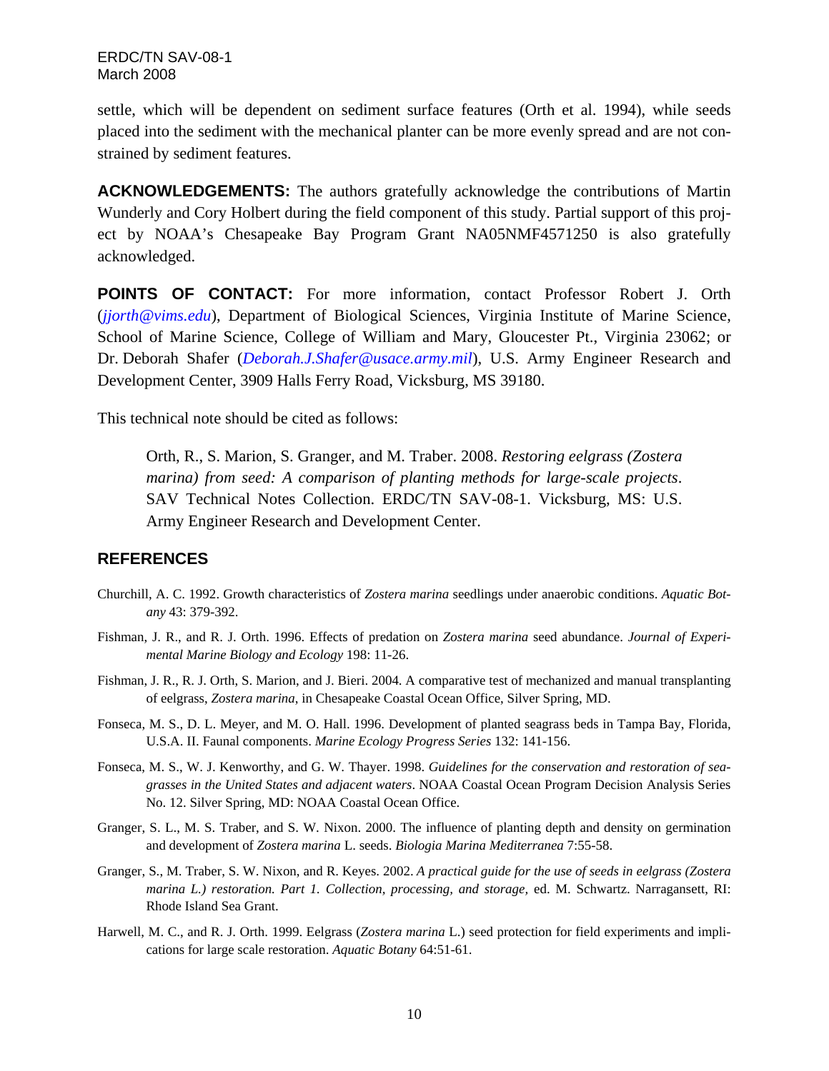settle, which will be dependent on sediment surface features (Orth et al. 1994), while seeds placed into the sediment with the mechanical planter can be more evenly spread and are not constrained by sediment features.

**ACKNOWLEDGEMENTS:** The authors gratefully acknowledge the contributions of Martin Wunderly and Cory Holbert during the field component of this study. Partial support of this project by NOAA's Chesapeake Bay Program Grant NA05NMF4571250 is also gratefully acknowledged.

**POINTS OF CONTACT:** For more information, contact Professor Robert J. Orth (*jjorth@vims.edu*), Department of Biological Sciences, Virginia Institute of Marine Science, School of Marine Science, College of William and Mary, Gloucester Pt., Virginia 23062; or Dr. Deborah Shafer (*Deborah.J.Shafer@usace.army.mil*), U.S. Army Engineer Research and Development Center, 3909 Halls Ferry Road, Vicksburg, MS 39180.

This technical note should be cited as follows:

> Orth, R., S. Marion, S. Granger, and M. Traber. 2008. *Restoring eelgrass (Zostera marina) from seed: A comparison of planting methods for large-scale projects*. SAV Technical Notes Collection. ERDC/TN SAV-08-1. Vicksburg, MS: U.S. Army Engineer Research and Development Center.

## REFERENCES

Churchill, A. C. 1992. Growth characteristics of *Zostera marina* seedlings under anaerobic conditions. *Aquatic Botany* 43: 379-392.

Fishman, J. R., and R. J. Orth. 1996. Effects of predation on *Zostera marina* seed abundance. *Journal of Experimental Marine Biology and Ecology* 198: 11-26.

Fishman, J. R., R. J. Orth, S. Marion, and J. Bieri. 2004. A comparative test of mechanized and manual transplanting of eelgrass, *Zostera marina*, in Chesapeake Coastal Ocean Office, Silver Spring, MD.

Fonseca, M. S., D. L. Meyer, and M. O. Hall. 1996. Development of planted seagrass beds in Tampa Bay, Florida, U.S.A. II. Faunal components. *Marine Ecology Progress Series* 132: 141-156.

Fonseca, M. S., W. J. Kenworthy, and G. W. Thayer. 1998. *Guidelines for the conservation and restoration of seagrasses in the United States and adjacent waters*. NOAA Coastal Ocean Program Decision Analysis Series No. 12. Silver Spring, MD: NOAA Coastal Ocean Office.

Granger, S. L., M. S. Traber, and S. W. Nixon. 2000. The influence of planting depth and density on germination and development of *Zostera marina* L. seeds. *Biologia Marina Mediterranea* 7:55-58.

Granger, S., M. Traber, S. W. Nixon, and R. Keyes. 2002. *A practical guide for the use of seeds in eelgrass (Zostera marina L.) restoration. Part 1. Collection, processing, and storage,* ed. M. Schwartz. Narragansett, RI: Rhode Island Sea Grant.

Harwell, M. C., and R. J. Orth. 1999. Eelgrass (*Zostera marina* L.) seed protection for field experiments and implications for large scale restoration. *Aquatic Botany* 64:51-61.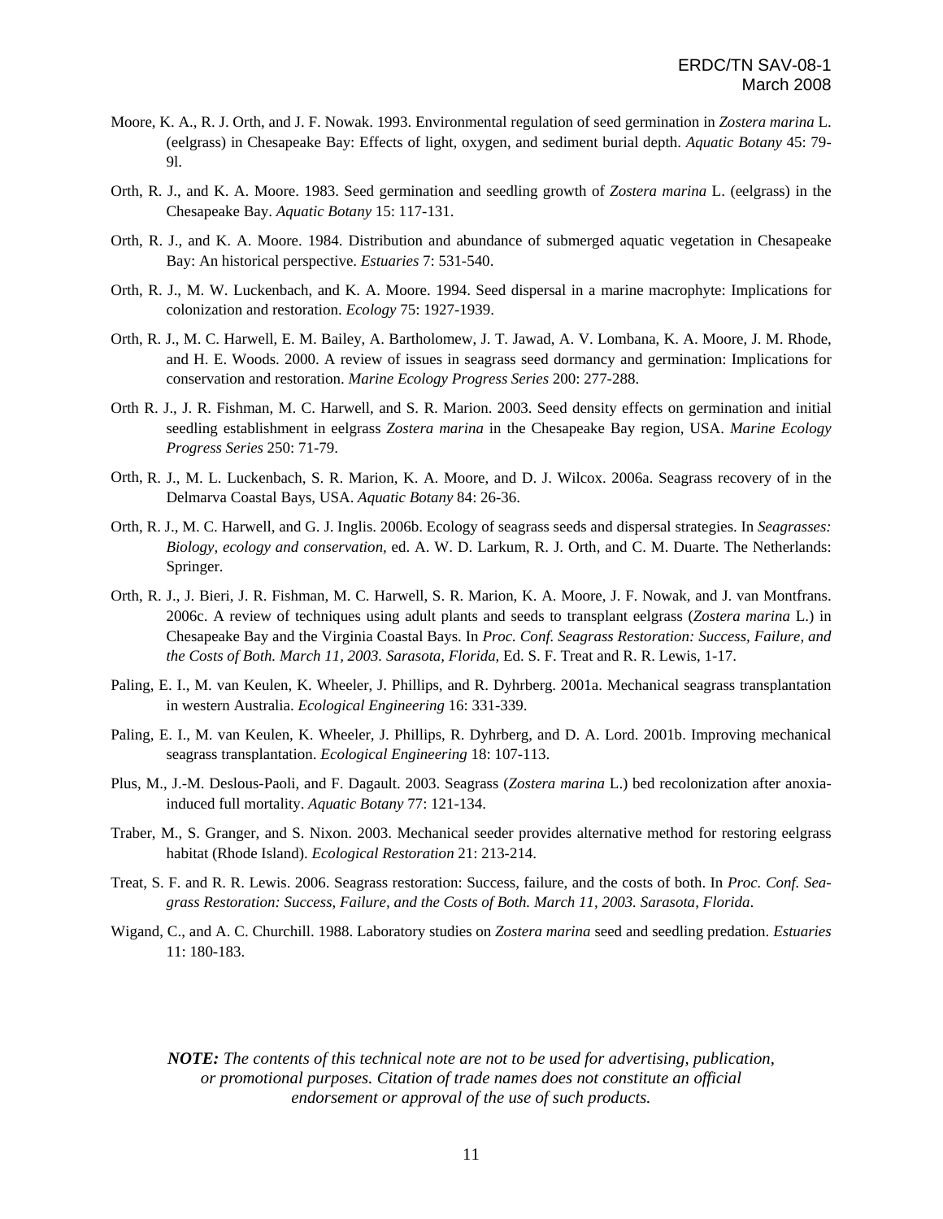Moore, K. A., R. J. Orth, and J. F. Nowak. 1993. Environmental regulation of seed germination in *Zostera marina* L. (eelgrass) in Chesapeake Bay: Effects of light, oxygen, and sediment burial depth. *Aquatic Botany* 45: 79-9l.

Orth, R. J., and K. A. Moore. 1983. Seed germination and seedling growth of *Zostera marina* L. (eelgrass) in the Chesapeake Bay. *Aquatic Botany* 15: 117-131.

Orth, R. J., and K. A. Moore. 1984. Distribution and abundance of submerged aquatic vegetation in Chesapeake Bay: An historical perspective. *Estuaries* 7: 531-540.

Orth, R. J., M. W. Luckenbach, and K. A. Moore. 1994. Seed dispersal in a marine macrophyte: Implications for colonization and restoration. *Ecology* 75: 1927-1939.

Orth, R. J., M. C. Harwell, E. M. Bailey, A. Bartholomew, J. T. Jawad, A. V. Lombana, K. A. Moore, J. M. Rhode, and H. E. Woods. 2000. A review of issues in seagrass seed dormancy and germination: Implications for conservation and restoration. *Marine Ecology Progress Series* 200: 277-288.

Orth R. J., J. R. Fishman, M. C. Harwell, and S. R. Marion. 2003. Seed density effects on germination and initial seedling establishment in eelgrass *Zostera marina* in the Chesapeake Bay region, USA. *Marine Ecology Progress Series* 250: 71-79.

Orth, R. J., M. L. Luckenbach, S. R. Marion, K. A. Moore, and D. J. Wilcox. 2006a. Seagrass recovery of in the Delmarva Coastal Bays, USA. *Aquatic Botany* 84: 26-36.

Orth, R. J., M. C. Harwell, and G. J. Inglis. 2006b. Ecology of seagrass seeds and dispersal strategies. In *Seagrasses: Biology, ecology and conservation*, ed. A. W. D. Larkum, R. J. Orth, and C. M. Duarte. The Netherlands: Springer.

Orth, R. J., J. Bieri, J. R. Fishman, M. C. Harwell, S. R. Marion, K. A. Moore, J. F. Nowak, and J. van Montfrans. 2006c. A review of techniques using adult plants and seeds to transplant eelgrass (*Zostera marina* L.) in Chesapeake Bay and the Virginia Coastal Bays. In *Proc. Conf. Seagrass Restoration: Success, Failure, and the Costs of Both. March 11, 2003. Sarasota, Florida*, Ed. S. F. Treat and R. R. Lewis, 1-17.

Paling, E. I., M. van Keulen, K. Wheeler, J. Phillips, and R. Dyhrberg. 2001a. Mechanical seagrass transplantation in western Australia. *Ecological Engineering* 16: 331-339.

Paling, E. I., M. van Keulen, K. Wheeler, J. Phillips, R. Dyhrberg, and D. A. Lord. 2001b. Improving mechanical seagrass transplantation. *Ecological Engineering* 18: 107-113.

Plus, M., J.-M. Deslous-Paoli, and F. Dagault. 2003. Seagrass (*Zostera marina* L.) bed recolonization after anoxia-induced full mortality. *Aquatic Botany* 77: 121-134.

Traber, M., S. Granger, and S. Nixon. 2003. Mechanical seeder provides alternative method for restoring eelgrass habitat (Rhode Island). *Ecological Restoration* 21: 213-214.

Treat, S. F. and R. R. Lewis. 2006. Seagrass restoration: Success, failure, and the costs of both. In *Proc. Conf. Seagrass Restoration: Success, Failure, and the Costs of Both. March 11, 2003. Sarasota, Florida*.

Wigand, C., and A. C. Churchill. 1988. Laboratory studies on *Zostera marina* seed and seedling predation. *Estuaries* 11: 180-183.

***NOTE:** The contents of this technical note are not to be used for advertising, publication, or promotional purposes. Citation of trade names does not constitute an official endorsement or approval of the use of such products.*